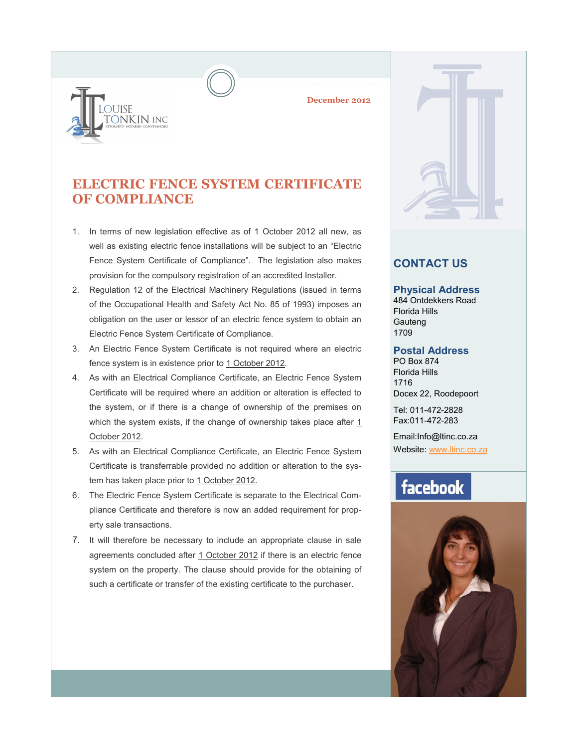LOUISE TONKIN INC
ATTORNEYS · NOTARIES · CONVEYANCERS

December 2012

# ELECTRIC FENCE SYSTEM CERTIFICATE OF COMPLIANCE

1. In terms of new legislation effective as of 1 October 2012 all new, as well as existing electric fence installations will be subject to an "Electric Fence System Certificate of Compliance". The legislation also makes provision for the compulsory registration of an accredited Installer.
2. Regulation 12 of the Electrical Machinery Regulations (issued in terms of the Occupational Health and Safety Act No. 85 of 1993) imposes an obligation on the user or lessor of an electric fence system to obtain an Electric Fence System Certificate of Compliance.
3. An Electric Fence System Certificate is not required where an electric fence system is in existence prior to 1 October 2012.
4. As with an Electrical Compliance Certificate, an Electric Fence System Certificate will be required where an addition or alteration is effected to the system, or if there is a change of ownership of the premises on which the system exists, if the change of ownership takes place after 1 October 2012.
5. As with an Electrical Compliance Certificate, an Electric Fence System Certificate is transferrable provided no addition or alteration to the system has taken place prior to 1 October 2012.
6. The Electric Fence System Certificate is separate to the Electrical Compliance Certificate and therefore is now an added requirement for property sale transactions.
7. It will therefore be necessary to include an appropriate clause in sale agreements concluded after 1 October 2012 if there is an electric fence system on the property. The clause should provide for the obtaining of such a certificate or transfer of the existing certificate to the purchaser.

## CONTACT US

### Physical Address

484 Ontdekkers Road
Florida Hills
Gauteng
1709

### Postal Address

PO Box 874
Florida Hills
1716
Docex 22, Roodepoort

Tel: 011-472-2828
Fax:011-472-283

Email:Info@ltinc.co.za
Website: www.ltinc.co.za

facebook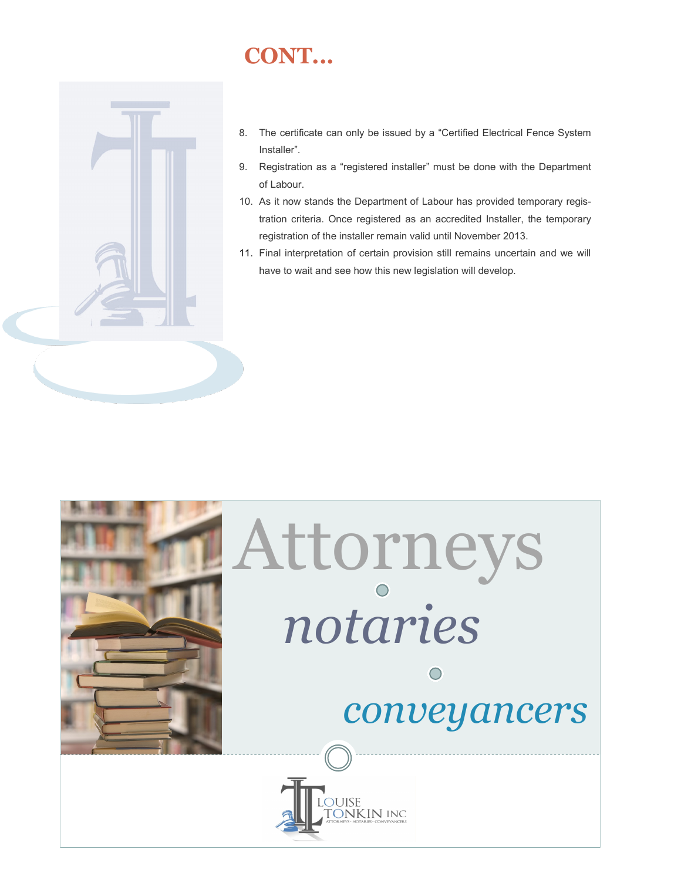# CONT...

8. The certificate can only be issued by a "Certified Electrical Fence System Installer".
9. Registration as a "registered installer" must be done with the Department of Labour.
10. As it now stands the Department of Labour has provided temporary registration criteria. Once registered as an accredited Installer, the temporary registration of the installer remain valid until November 2013.
11. Final interpretation of certain provision still remains uncertain and we will have to wait and see how this new legislation will develop.

Attorneys

*notaries*

*conveyancers*

LOUISE TONKIN INC

ATTORNEYS - NOTARIES - CONVEYANCERS